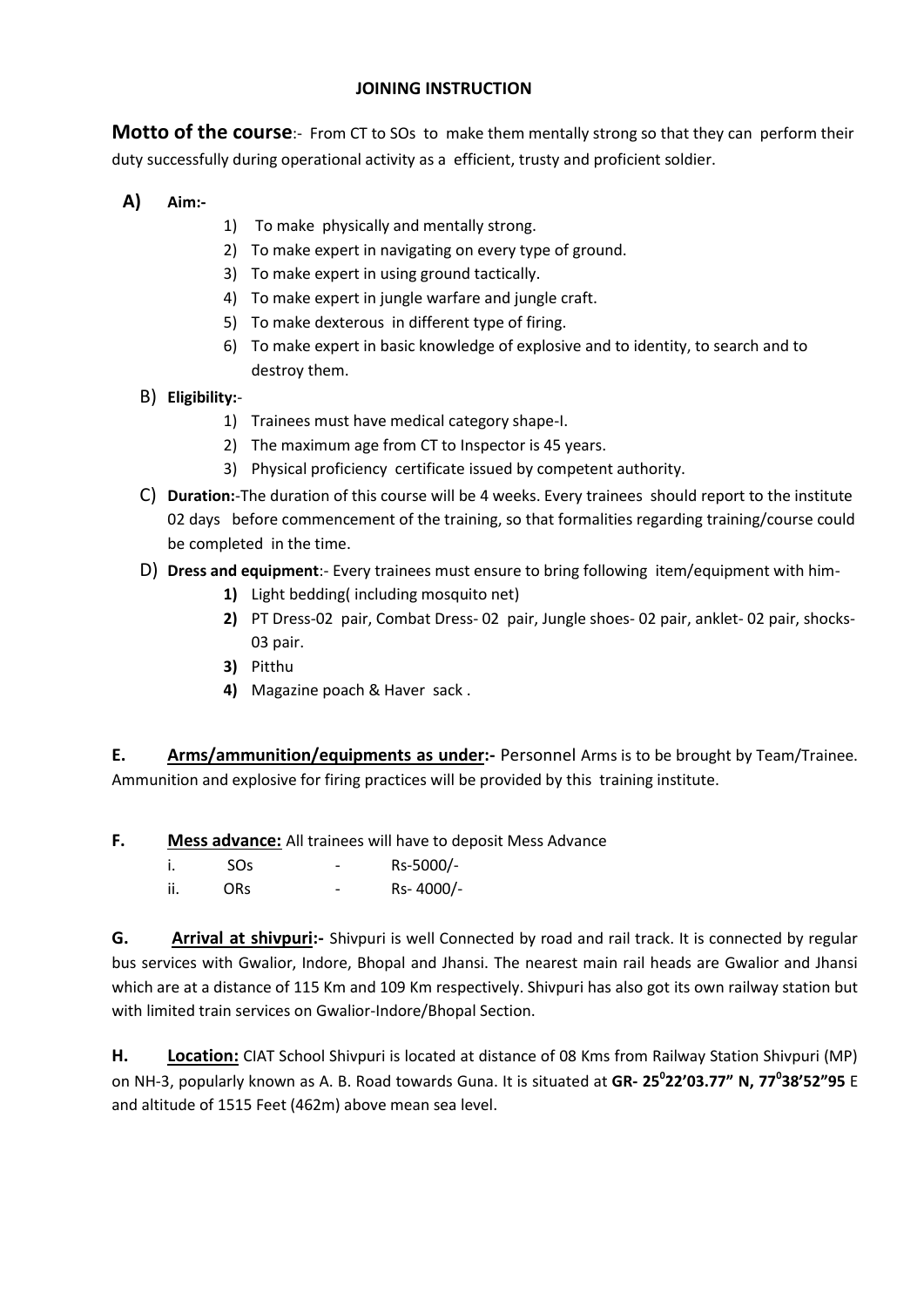# JOINING INSTRUCTION

**Motto of the course**:- From CT to SOs to make them mentally strong so that they can perform their duty successfully during operational activity as a efficient, trusty and proficient soldier.

**A) Aim:-**

1) To make physically and mentally strong.
2) To make expert in navigating on every type of ground.
3) To make expert in using ground tactically.
4) To make expert in jungle warfare and jungle craft.
5) To make dexterous in different type of firing.
6) To make expert in basic knowledge of explosive and to identity, to search and to destroy them.

B) **Eligibility:**-

1) Trainees must have medical category shape-I.
2) The maximum age from CT to Inspector is 45 years.
3) Physical proficiency certificate issued by competent authority.

C) **Duration:**-The duration of this course will be 4 weeks. Every trainees should report to the institute 02 days before commencement of the training, so that formalities regarding training/course could be completed in the time.

D) **Dress and equipment**:- Every trainees must ensure to bring following item/equipment with him-

**1)** Light bedding( including mosquito net)
**2)** PT Dress-02 pair, Combat Dress- 02 pair, Jungle shoes- 02 pair, anklet- 02 pair, shocks- 03 pair.
**3)** Pitthu
**4)** Magazine poach & Haver sack .

**E. Arms/ammunition/equipments as under:-** Personnel Arms is to be brought by Team/Trainee. Ammunition and explosive for firing practices will be provided by this training institute.

**F. Mess advance:** All trainees will have to deposit Mess Advance

i. SOs - Rs-5000/-
ii. ORs - Rs- 4000/-

**G. Arrival at shivpuri:-** Shivpuri is well Connected by road and rail track. It is connected by regular bus services with Gwalior, Indore, Bhopal and Jhansi. The nearest main rail heads are Gwalior and Jhansi which are at a distance of 115 Km and 109 Km respectively. Shivpuri has also got its own railway station but with limited train services on Gwalior-Indore/Bhopal Section.

**H. Location:** CIAT School Shivpuri is located at distance of 08 Kms from Railway Station Shivpuri (MP) on NH-3, popularly known as A. B. Road towards Guna. It is situated at **GR- 25$^{0}$22'03.77" N, 77$^{0}$38'52"95** E and altitude of 1515 Feet (462m) above mean sea level.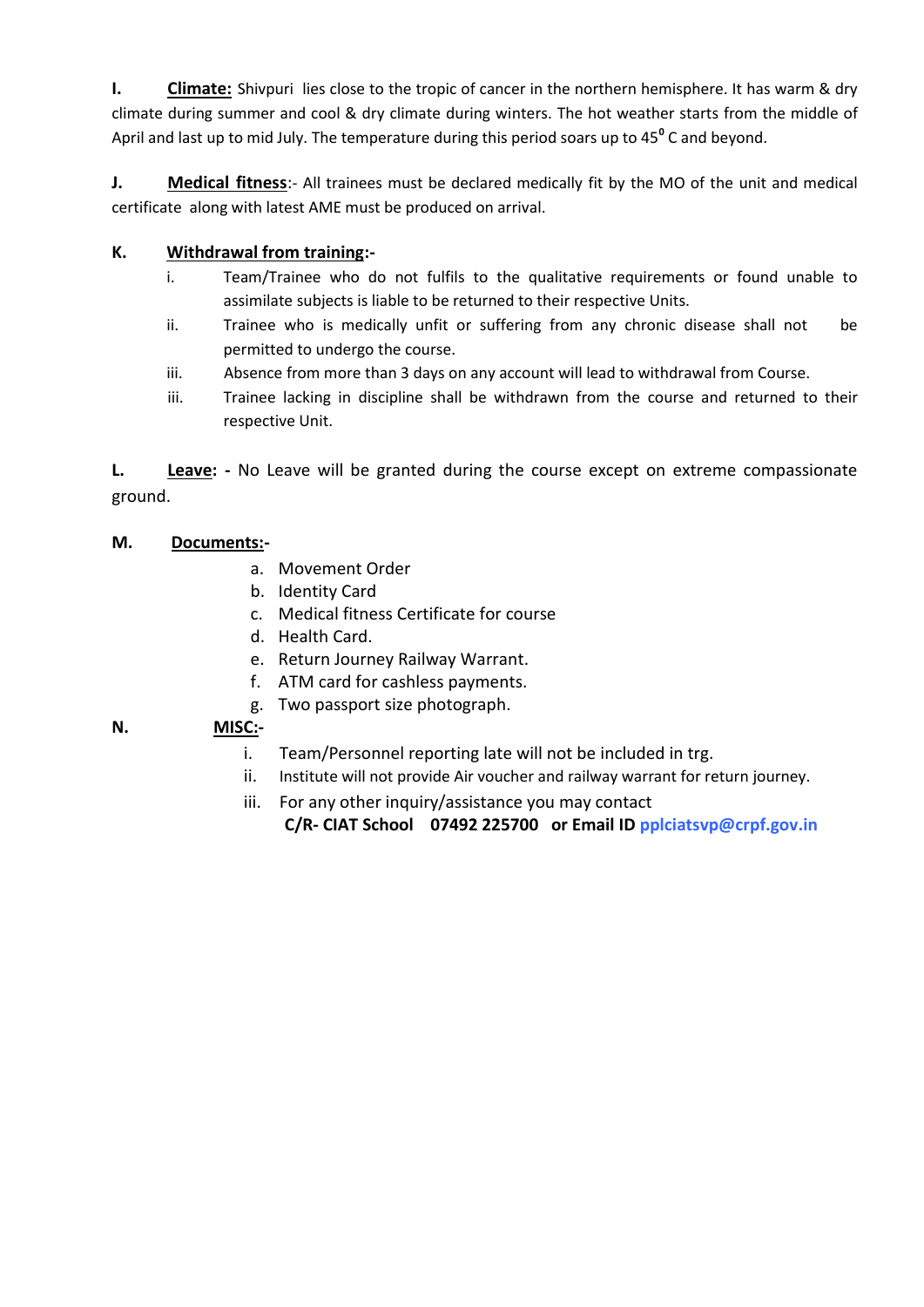**I.** **<u>Climate:</u>** Shivpuri lies close to the tropic of cancer in the northern hemisphere. It has warm & dry climate during summer and cool & dry climate during winters. The hot weather starts from the middle of April and last up to mid July. The temperature during this period soars up to $45^0$ C and beyond.

**J.** **<u>Medical fitness</u>**:- All trainees must be declared medically fit by the MO of the unit and medical certificate along with latest AME must be produced on arrival.

**K.** **<u>Withdrawal from training</u>:-**

- i. Team/Trainee who do not fulfils to the qualitative requirements or found unable to assimilate subjects is liable to be returned to their respective Units.
- ii. Trainee who is medically unfit or suffering from any chronic disease shall not be permitted to undergo the course.
- iii. Absence from more than 3 days on any account will lead to withdrawal from Course.
- iii. Trainee lacking in discipline shall be withdrawn from the course and returned to their respective Unit.

**L.** **<u>Leave</u>: -** No Leave will be granted during the course except on extreme compassionate ground.

**M.** **<u>Documents:</u>-**

- a. Movement Order
- b. Identity Card
- c. Medical fitness Certificate for course
- d. Health Card.
- e. Return Journey Railway Warrant.
- f. ATM card for cashless payments.
- g. Two passport size photograph.

**N.** **<u>MISC:</u>-**

- i. Team/Personnel reporting late will not be included in trg.
- ii. Institute will not provide Air voucher and railway warrant for return journey.
- iii. For any other inquiry/assistance you may contact
  **C/R- CIAT School 07492 225700 or Email ID pplciatsvp@crpf.gov.in**